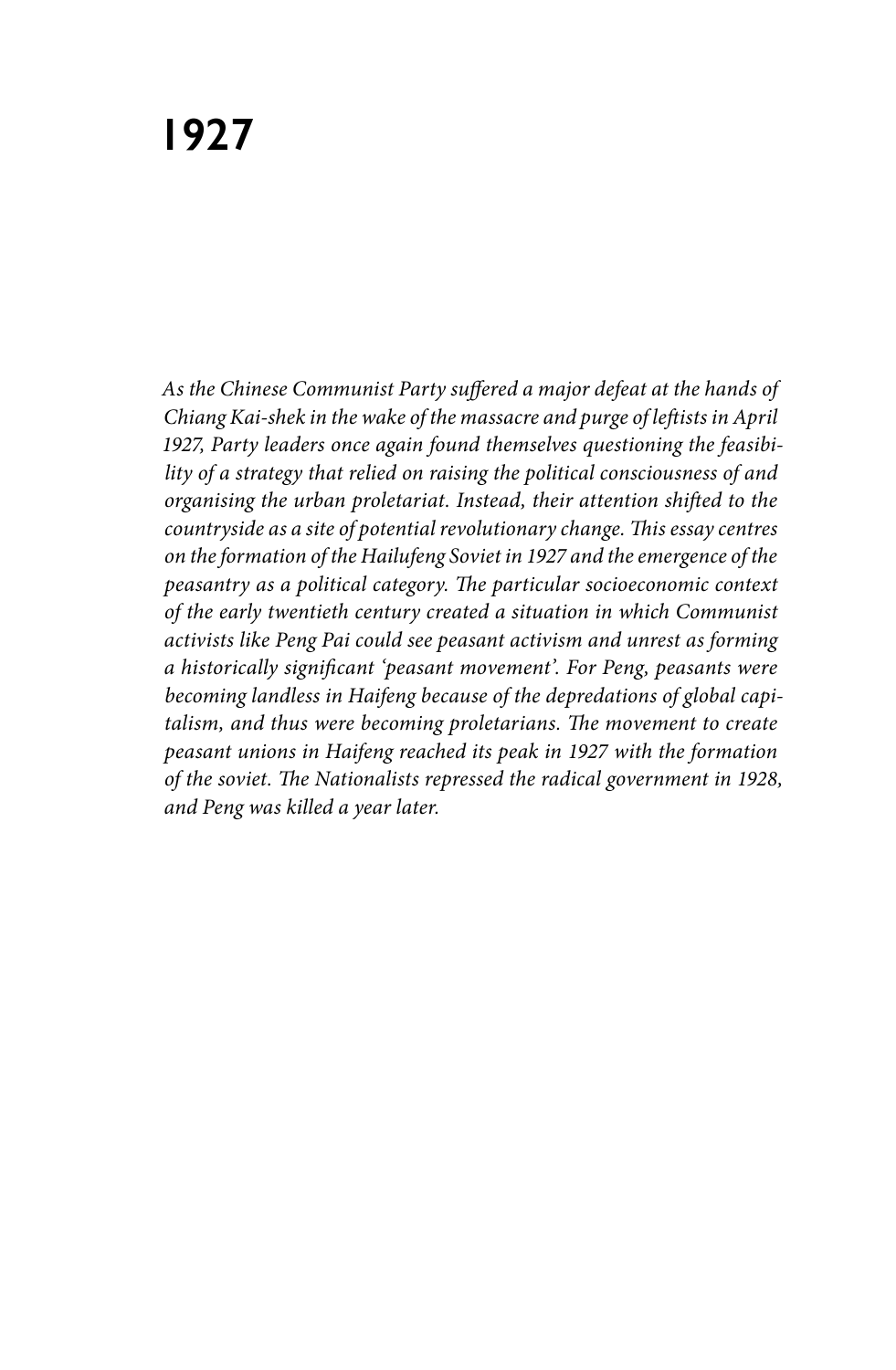# 1927

*As the Chinese Communist Party suffered a major defeat at the hands of Chiang Kai-shek in the wake of the massacre and purge of leftists in April 1927, Party leaders once again found themselves questioning the feasibility of a strategy that relied on raising the political consciousness of and organising the urban proletariat. Instead, their attention shifted to the countryside as a site of potential revolutionary change. This essay centres on the formation of the Hailufeng Soviet in 1927 and the emergence of the peasantry as a political category. The particular socioeconomic context of the early twentieth century created a situation in which Communist activists like Peng Pai could see peasant activism and unrest as forming a historically significant 'peasant movement'. For Peng, peasants were becoming landless in Haifeng because of the depredations of global capitalism, and thus were becoming proletarians. The movement to create peasant unions in Haifeng reached its peak in 1927 with the formation of the soviet. The Nationalists repressed the radical government in 1928, and Peng was killed a year later.*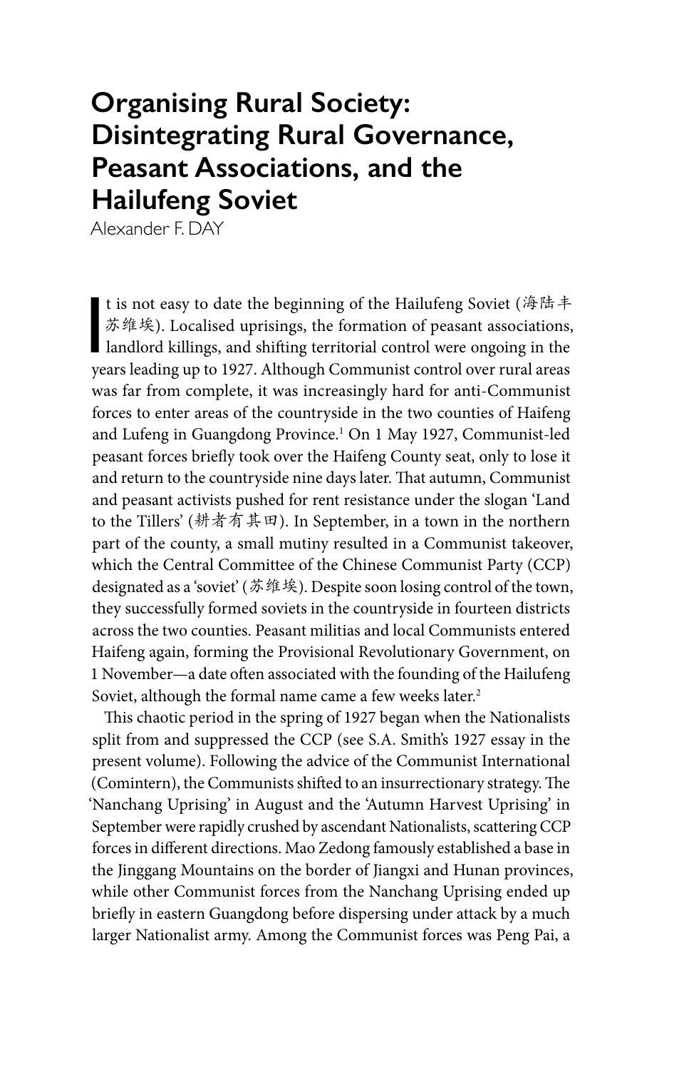# Organising Rural Society: Disintegrating Rural Governance, Peasant Associations, and the Hailufeng Soviet

Alexander F. DAY

It is not easy to date the beginning of the Hailufeng Soviet (海陆丰苏维埃). Localised uprisings, the formation of peasant associations, landlord killings, and shifting territorial control were ongoing in the years leading up to 1927. Although Communist control over rural areas was far from complete, it was increasingly hard for anti-Communist forces to enter areas of the countryside in the two counties of Haifeng and Lufeng in Guangdong Province.[1] On 1 May 1927, Communist-led peasant forces briefly took over the Haifeng County seat, only to lose it and return to the countryside nine days later. That autumn, Communist and peasant activists pushed for rent resistance under the slogan 'Land to the Tillers' (耕者有其田). In September, in a town in the northern part of the county, a small mutiny resulted in a Communist takeover, which the Central Committee of the Chinese Communist Party (CCP) designated as a 'soviet' (苏维埃). Despite soon losing control of the town, they successfully formed soviets in the countryside in fourteen districts across the two counties. Peasant militias and local Communists entered Haifeng again, forming the Provisional Revolutionary Government, on 1 November—a date often associated with the founding of the Hailufeng Soviet, although the formal name came a few weeks later.[2]

This chaotic period in the spring of 1927 began when the Nationalists split from and suppressed the CCP (see S.A. Smith's 1927 essay in the present volume). Following the advice of the Communist International (Comintern), the Communists shifted to an insurrectionary strategy. The 'Nanchang Uprising' in August and the 'Autumn Harvest Uprising' in September were rapidly crushed by ascendant Nationalists, scattering CCP forces in different directions. Mao Zedong famously established a base in the Jinggang Mountains on the border of Jiangxi and Hunan provinces, while other Communist forces from the Nanchang Uprising ended up briefly in eastern Guangdong before dispersing under attack by a much larger Nationalist army. Among the Communist forces was Peng Pai, a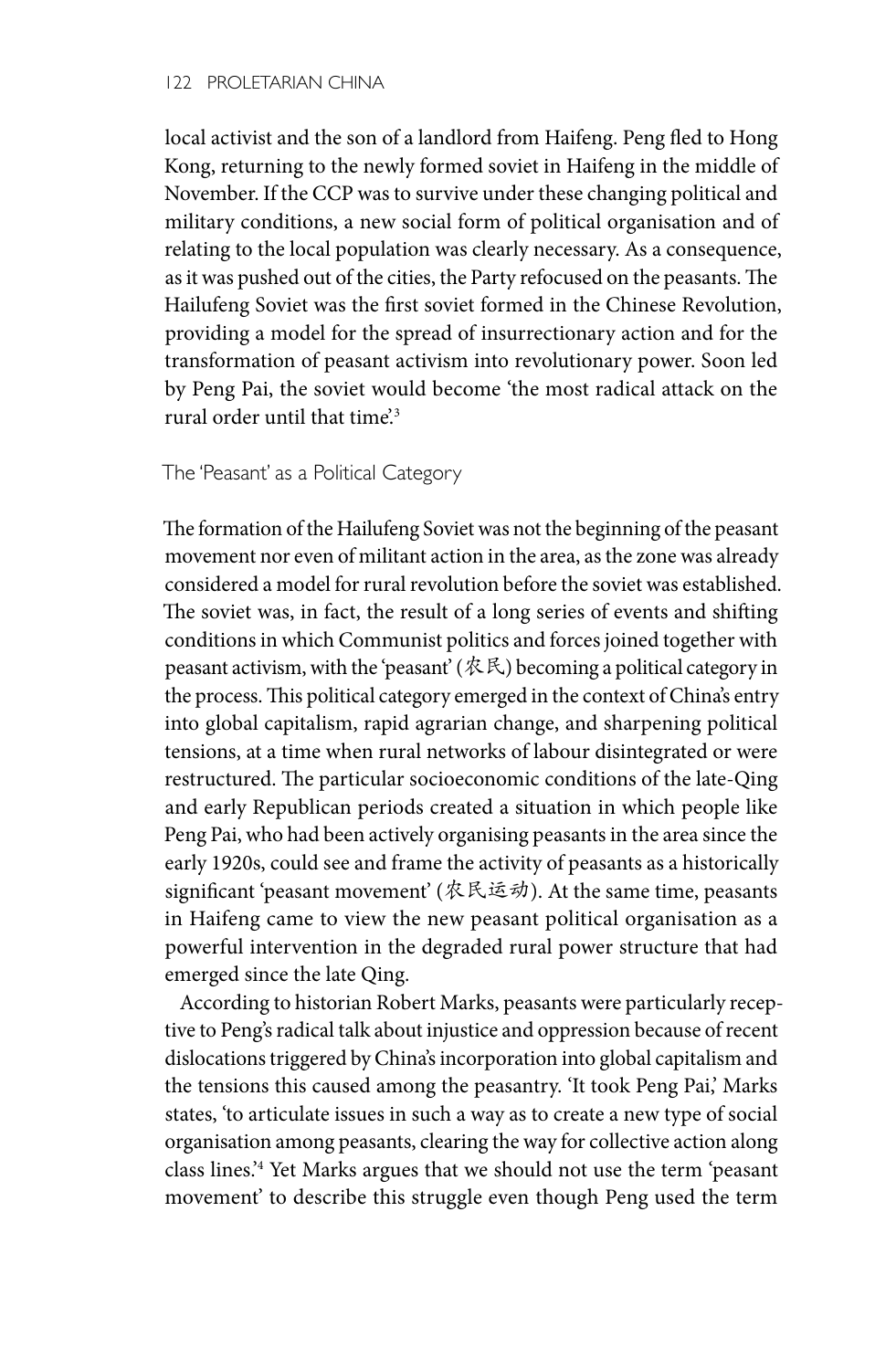local activist and the son of a landlord from Haifeng. Peng fled to Hong Kong, returning to the newly formed soviet in Haifeng in the middle of November. If the CCP was to survive under these changing political and military conditions, a new social form of political organisation and of relating to the local population was clearly necessary. As a consequence, as it was pushed out of the cities, the Party refocused on the peasants. The Hailufeng Soviet was the first soviet formed in the Chinese Revolution, providing a model for the spread of insurrectionary action and for the transformation of peasant activism into revolutionary power. Soon led by Peng Pai, the soviet would become 'the most radical attack on the rural order until that time'.[3]

## The 'Peasant' as a Political Category

The formation of the Hailufeng Soviet was not the beginning of the peasant movement nor even of militant action in the area, as the zone was already considered a model for rural revolution before the soviet was established. The soviet was, in fact, the result of a long series of events and shifting conditions in which Communist politics and forces joined together with peasant activism, with the 'peasant' (农民) becoming a political category in the process. This political category emerged in the context of China's entry into global capitalism, rapid agrarian change, and sharpening political tensions, at a time when rural networks of labour disintegrated or were restructured. The particular socioeconomic conditions of the late-Qing and early Republican periods created a situation in which people like Peng Pai, who had been actively organising peasants in the area since the early 1920s, could see and frame the activity of peasants as a historically significant 'peasant movement' (农民运动). At the same time, peasants in Haifeng came to view the new peasant political organisation as a powerful intervention in the degraded rural power structure that had emerged since the late Qing.

According to historian Robert Marks, peasants were particularly receptive to Peng's radical talk about injustice and oppression because of recent dislocations triggered by China's incorporation into global capitalism and the tensions this caused among the peasantry. 'It took Peng Pai,' Marks states, 'to articulate issues in such a way as to create a new type of social organisation among peasants, clearing the way for collective action along class lines.'[4] Yet Marks argues that we should not use the term 'peasant movement' to describe this struggle even though Peng used the term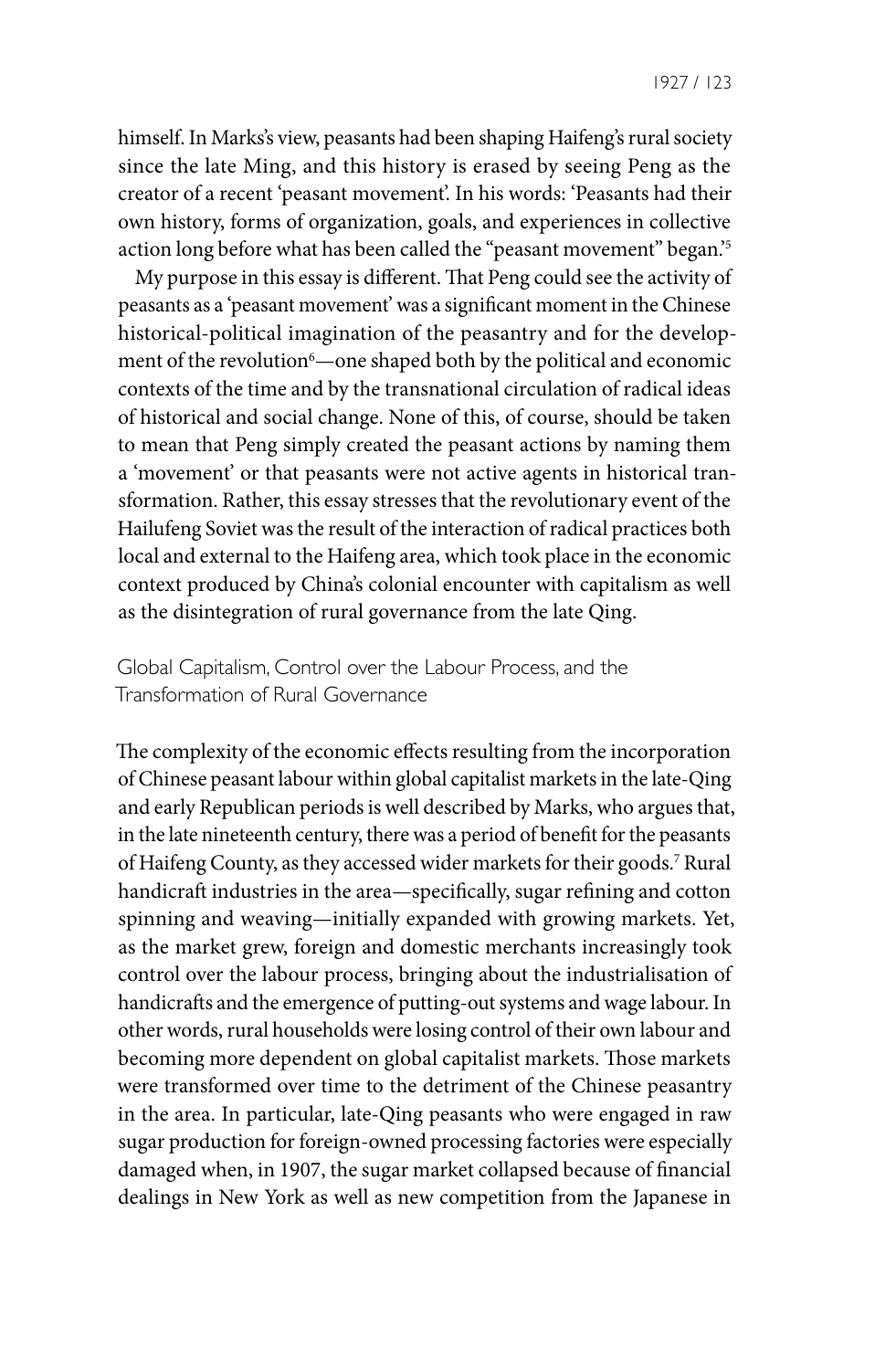himself. In Marks's view, peasants had been shaping Haifeng's rural society since the late Ming, and this history is erased by seeing Peng as the creator of a recent 'peasant movement'. In his words: 'Peasants had their own history, forms of organization, goals, and experiences in collective action long before what has been called the "peasant movement" began.'[5]

My purpose in this essay is different. That Peng could see the activity of peasants as a 'peasant movement' was a significant moment in the Chinese historical-political imagination of the peasantry and for the development of the revolution[6]—one shaped both by the political and economic contexts of the time and by the transnational circulation of radical ideas of historical and social change. None of this, of course, should be taken to mean that Peng simply created the peasant actions by naming them a 'movement' or that peasants were not active agents in historical transformation. Rather, this essay stresses that the revolutionary event of the Hailufeng Soviet was the result of the interaction of radical practices both local and external to the Haifeng area, which took place in the economic context produced by China's colonial encounter with capitalism as well as the disintegration of rural governance from the late Qing.

## Global Capitalism, Control over the Labour Process, and the Transformation of Rural Governance

The complexity of the economic effects resulting from the incorporation of Chinese peasant labour within global capitalist markets in the late-Qing and early Republican periods is well described by Marks, who argues that, in the late nineteenth century, there was a period of benefit for the peasants of Haifeng County, as they accessed wider markets for their goods.[7] Rural handicraft industries in the area—specifically, sugar refining and cotton spinning and weaving—initially expanded with growing markets. Yet, as the market grew, foreign and domestic merchants increasingly took control over the labour process, bringing about the industrialisation of handicrafts and the emergence of putting-out systems and wage labour. In other words, rural households were losing control of their own labour and becoming more dependent on global capitalist markets. Those markets were transformed over time to the detriment of the Chinese peasantry in the area. In particular, late-Qing peasants who were engaged in raw sugar production for foreign-owned processing factories were especially damaged when, in 1907, the sugar market collapsed because of financial dealings in New York as well as new competition from the Japanese in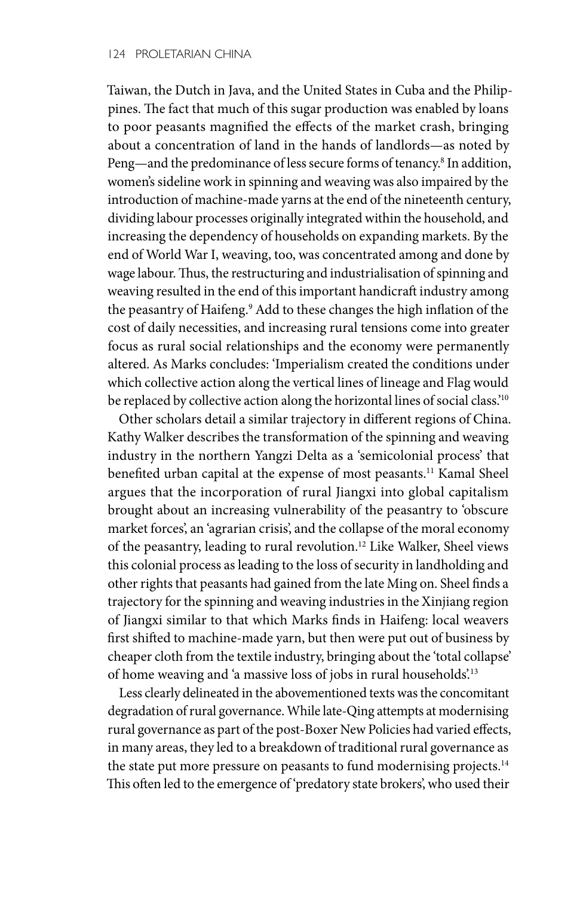Taiwan, the Dutch in Java, and the United States in Cuba and the Philippines. The fact that much of this sugar production was enabled by loans to poor peasants magnified the effects of the market crash, bringing about a concentration of land in the hands of landlords—as noted by Peng—and the predominance of less secure forms of tenancy.[8] In addition, women's sideline work in spinning and weaving was also impaired by the introduction of machine-made yarns at the end of the nineteenth century, dividing labour processes originally integrated within the household, and increasing the dependency of households on expanding markets. By the end of World War I, weaving, too, was concentrated among and done by wage labour. Thus, the restructuring and industrialisation of spinning and weaving resulted in the end of this important handicraft industry among the peasantry of Haifeng.[9] Add to these changes the high inflation of the cost of daily necessities, and increasing rural tensions come into greater focus as rural social relationships and the economy were permanently altered. As Marks concludes: 'Imperialism created the conditions under which collective action along the vertical lines of lineage and Flag would be replaced by collective action along the horizontal lines of social class.'[10]

Other scholars detail a similar trajectory in different regions of China. Kathy Walker describes the transformation of the spinning and weaving industry in the northern Yangzi Delta as a 'semicolonial process' that benefited urban capital at the expense of most peasants.[11] Kamal Sheel argues that the incorporation of rural Jiangxi into global capitalism brought about an increasing vulnerability of the peasantry to 'obscure market forces', an 'agrarian crisis', and the collapse of the moral economy of the peasantry, leading to rural revolution.[12] Like Walker, Sheel views this colonial process as leading to the loss of security in landholding and other rights that peasants had gained from the late Ming on. Sheel finds a trajectory for the spinning and weaving industries in the Xinjiang region of Jiangxi similar to that which Marks finds in Haifeng: local weavers first shifted to machine-made yarn, but then were put out of business by cheaper cloth from the textile industry, bringing about the 'total collapse' of home weaving and 'a massive loss of jobs in rural households'.[13]

Less clearly delineated in the abovementioned texts was the concomitant degradation of rural governance. While late-Qing attempts at modernising rural governance as part of the post-Boxer New Policies had varied effects, in many areas, they led to a breakdown of traditional rural governance as the state put more pressure on peasants to fund modernising projects.[14] This often led to the emergence of 'predatory state brokers', who used their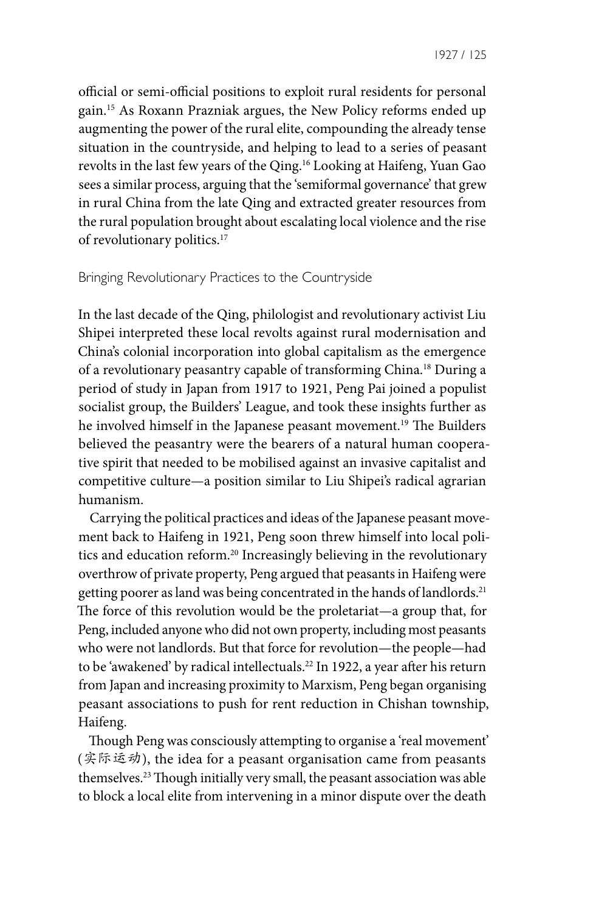official or semi-official positions to exploit rural residents for personal gain.[15] As Roxann Prazniak argues, the New Policy reforms ended up augmenting the power of the rural elite, compounding the already tense situation in the countryside, and helping to lead to a series of peasant revolts in the last few years of the Qing.[16] Looking at Haifeng, Yuan Gao sees a similar process, arguing that the 'semiformal governance' that grew in rural China from the late Qing and extracted greater resources from the rural population brought about escalating local violence and the rise of revolutionary politics.[17]

## Bringing Revolutionary Practices to the Countryside

In the last decade of the Qing, philologist and revolutionary activist Liu Shipei interpreted these local revolts against rural modernisation and China's colonial incorporation into global capitalism as the emergence of a revolutionary peasantry capable of transforming China.[18] During a period of study in Japan from 1917 to 1921, Peng Pai joined a populist socialist group, the Builders' League, and took these insights further as he involved himself in the Japanese peasant movement.[19] The Builders believed the peasantry were the bearers of a natural human cooperative spirit that needed to be mobilised against an invasive capitalist and competitive culture—a position similar to Liu Shipei's radical agrarian humanism.

Carrying the political practices and ideas of the Japanese peasant movement back to Haifeng in 1921, Peng soon threw himself into local politics and education reform.[20] Increasingly believing in the revolutionary overthrow of private property, Peng argued that peasants in Haifeng were getting poorer as land was being concentrated in the hands of landlords.[21] The force of this revolution would be the proletariat—a group that, for Peng, included anyone who did not own property, including most peasants who were not landlords. But that force for revolution—the people—had to be 'awakened' by radical intellectuals.[22] In 1922, a year after his return from Japan and increasing proximity to Marxism, Peng began organising peasant associations to push for rent reduction in Chishan township, Haifeng.

Though Peng was consciously attempting to organise a 'real movement' (实际运动), the idea for a peasant organisation came from peasants themselves.[23] Though initially very small, the peasant association was able to block a local elite from intervening in a minor dispute over the death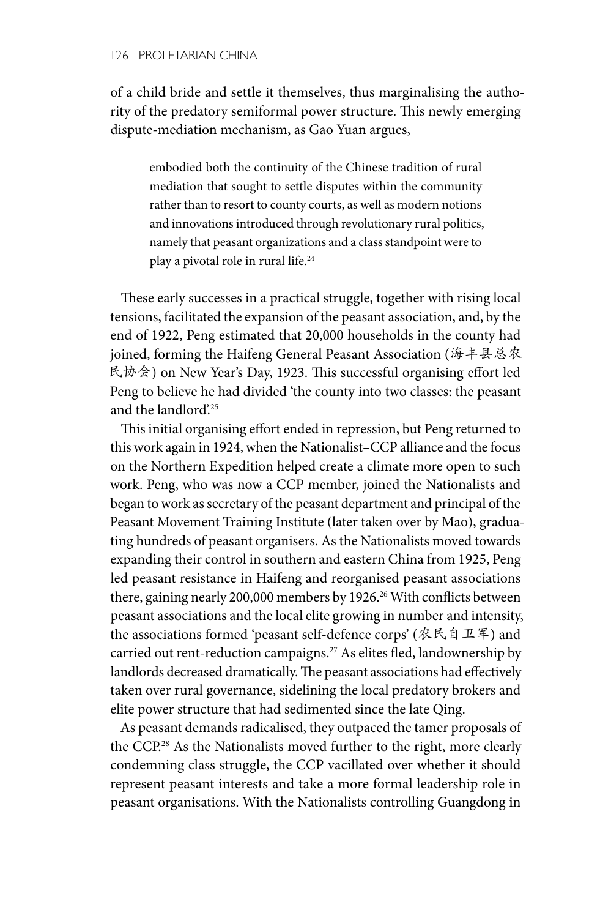of a child bride and settle it themselves, thus marginalising the authority of the predatory semiformal power structure. This newly emerging dispute-mediation mechanism, as Gao Yuan argues,

> embodied both the continuity of the Chinese tradition of rural mediation that sought to settle disputes within the community rather than to resort to county courts, as well as modern notions and innovations introduced through revolutionary rural politics, namely that peasant organizations and a class standpoint were to play a pivotal role in rural life.[24]

These early successes in a practical struggle, together with rising local tensions, facilitated the expansion of the peasant association, and, by the end of 1922, Peng estimated that 20,000 households in the county had joined, forming the Haifeng General Peasant Association (海丰县总农民协会) on New Year's Day, 1923. This successful organising effort led Peng to believe he had divided 'the county into two classes: the peasant and the landlord'.[25]

This initial organising effort ended in repression, but Peng returned to this work again in 1924, when the Nationalist–CCP alliance and the focus on the Northern Expedition helped create a climate more open to such work. Peng, who was now a CCP member, joined the Nationalists and began to work as secretary of the peasant department and principal of the Peasant Movement Training Institute (later taken over by Mao), graduating hundreds of peasant organisers. As the Nationalists moved towards expanding their control in southern and eastern China from 1925, Peng led peasant resistance in Haifeng and reorganised peasant associations there, gaining nearly 200,000 members by 1926.[26] With conflicts between peasant associations and the local elite growing in number and intensity, the associations formed 'peasant self-defence corps' (农民自卫军) and carried out rent-reduction campaigns.[27] As elites fled, landownership by landlords decreased dramatically. The peasant associations had effectively taken over rural governance, sidelining the local predatory brokers and elite power structure that had sedimented since the late Qing.

As peasant demands radicalised, they outpaced the tamer proposals of the CCP.[28] As the Nationalists moved further to the right, more clearly condemning class struggle, the CCP vacillated over whether it should represent peasant interests and take a more formal leadership role in peasant organisations. With the Nationalists controlling Guangdong in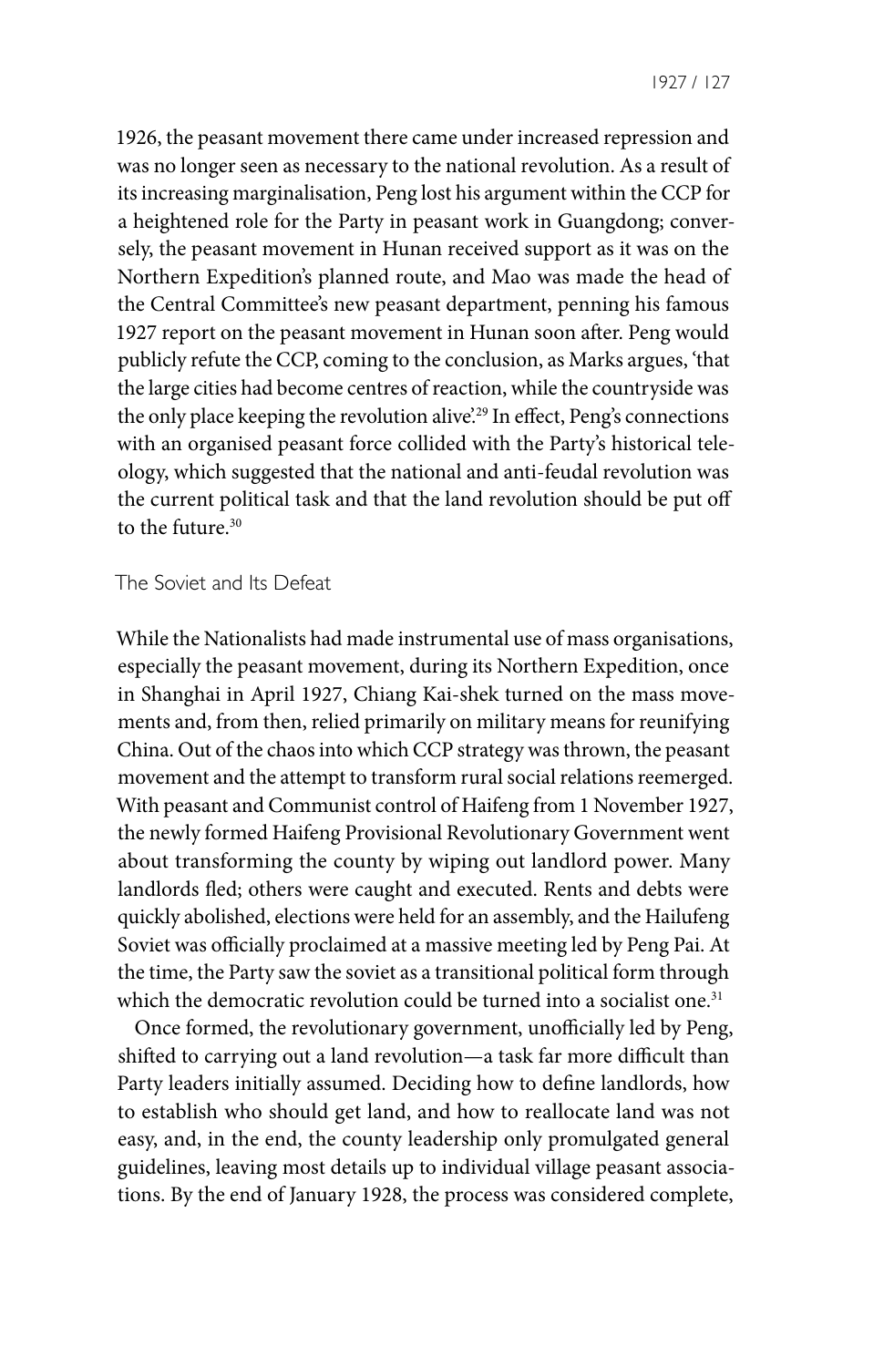1926, the peasant movement there came under increased repression and was no longer seen as necessary to the national revolution. As a result of its increasing marginalisation, Peng lost his argument within the CCP for a heightened role for the Party in peasant work in Guangdong; conversely, the peasant movement in Hunan received support as it was on the Northern Expedition's planned route, and Mao was made the head of the Central Committee's new peasant department, penning his famous 1927 report on the peasant movement in Hunan soon after. Peng would publicly refute the CCP, coming to the conclusion, as Marks argues, 'that the large cities had become centres of reaction, while the countryside was the only place keeping the revolution alive'.[29] In effect, Peng's connections with an organised peasant force collided with the Party's historical teleology, which suggested that the national and anti-feudal revolution was the current political task and that the land revolution should be put off to the future.[30]

## The Soviet and Its Defeat

While the Nationalists had made instrumental use of mass organisations, especially the peasant movement, during its Northern Expedition, once in Shanghai in April 1927, Chiang Kai-shek turned on the mass movements and, from then, relied primarily on military means for reunifying China. Out of the chaos into which CCP strategy was thrown, the peasant movement and the attempt to transform rural social relations reemerged. With peasant and Communist control of Haifeng from 1 November 1927, the newly formed Haifeng Provisional Revolutionary Government went about transforming the county by wiping out landlord power. Many landlords fled; others were caught and executed. Rents and debts were quickly abolished, elections were held for an assembly, and the Hailufeng Soviet was officially proclaimed at a massive meeting led by Peng Pai. At the time, the Party saw the soviet as a transitional political form through which the democratic revolution could be turned into a socialist one.[31]

Once formed, the revolutionary government, unofficially led by Peng, shifted to carrying out a land revolution—a task far more difficult than Party leaders initially assumed. Deciding how to define landlords, how to establish who should get land, and how to reallocate land was not easy, and, in the end, the county leadership only promulgated general guidelines, leaving most details up to individual village peasant associations. By the end of January 1928, the process was considered complete,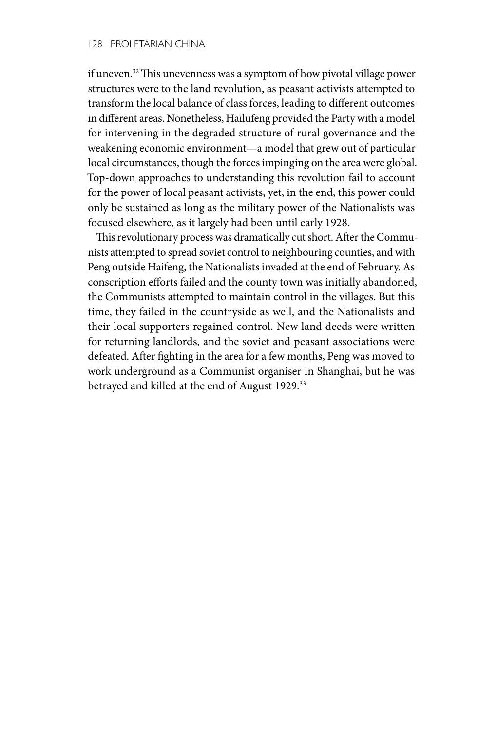if uneven.[32] This unevenness was a symptom of how pivotal village power structures were to the land revolution, as peasant activists attempted to transform the local balance of class forces, leading to different outcomes in different areas. Nonetheless, Hailufeng provided the Party with a model for intervening in the degraded structure of rural governance and the weakening economic environment—a model that grew out of particular local circumstances, though the forces impinging on the area were global. Top-down approaches to understanding this revolution fail to account for the power of local peasant activists, yet, in the end, this power could only be sustained as long as the military power of the Nationalists was focused elsewhere, as it largely had been until early 1928.

This revolutionary process was dramatically cut short. After the Communists attempted to spread soviet control to neighbouring counties, and with Peng outside Haifeng, the Nationalists invaded at the end of February. As conscription efforts failed and the county town was initially abandoned, the Communists attempted to maintain control in the villages. But this time, they failed in the countryside as well, and the Nationalists and their local supporters regained control. New land deeds were written for returning landlords, and the soviet and peasant associations were defeated. After fighting in the area for a few months, Peng was moved to work underground as a Communist organiser in Shanghai, but he was betrayed and killed at the end of August 1929.[33]